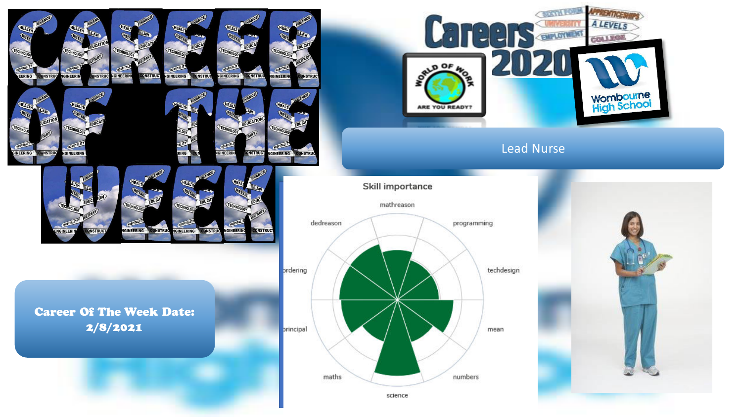# CAREER OF THE WEEK

Careers 2020

Lead Nurse

**Career Of The Week Date: 2/8/2021**

## Skill importance

- mathreason
- programming
- techdesign
- mean
- numbers
- science
- maths
- principal
- ordering
- dedreason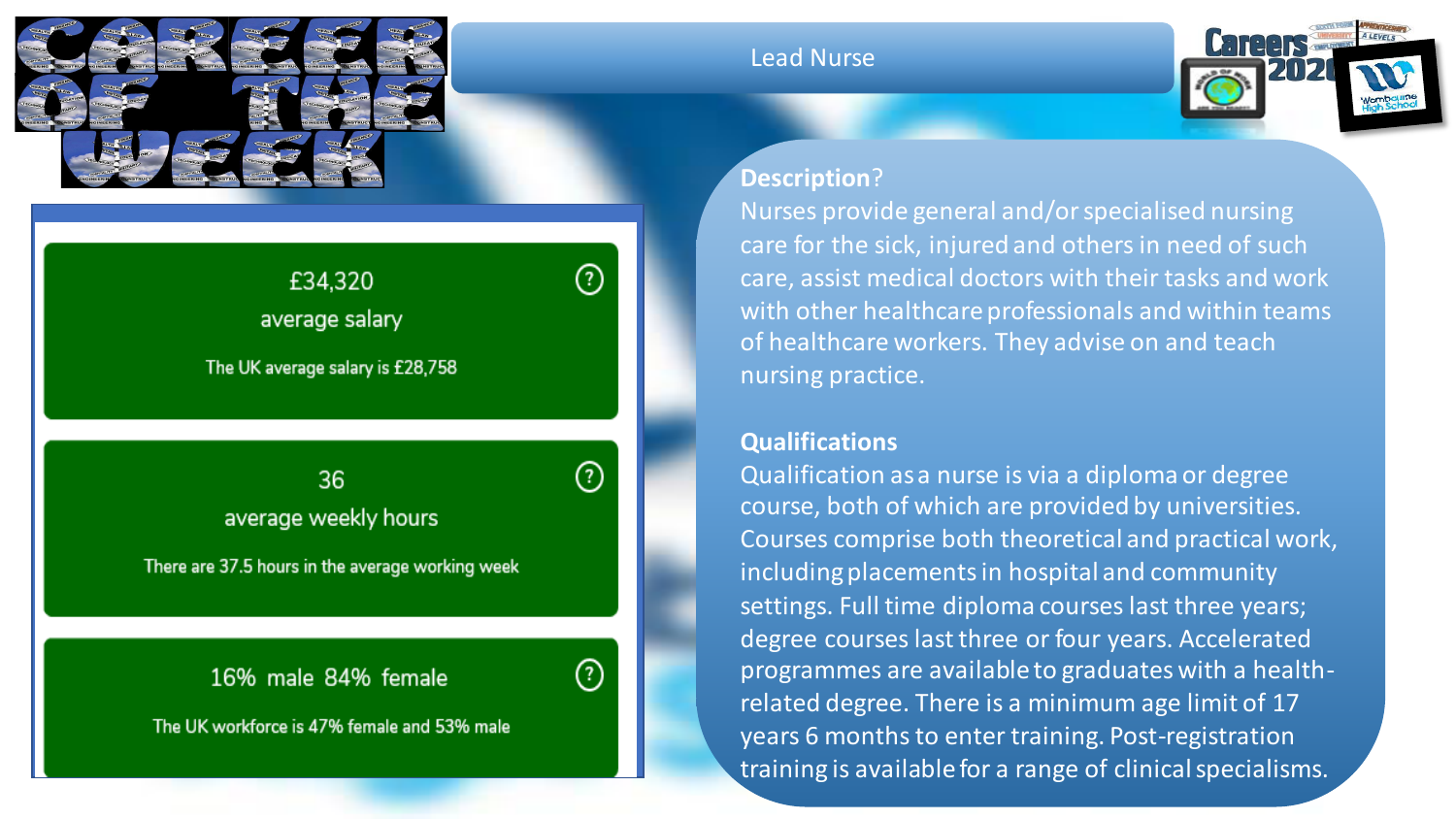# Career of the Week

## Lead Nurse

£34,320
average salary

The UK average salary is £28,758

36
average weekly hours

There are 37.5 hours in the average working week

16% male 84% female

The UK workforce is 47% female and 53% male

**Description**?

Nurses provide general and/or specialised nursing care for the sick, injured and others in need of such care, assist medical doctors with their tasks and work with other healthcare professionals and within teams of healthcare workers. They advise on and teach nursing practice.

**Qualifications**

Qualification as a nurse is via a diploma or degree course, both of which are provided by universities. Courses comprise both theoretical and practical work, including placements in hospital and community settings. Full time diploma courses last three years; degree courses last three or four years. Accelerated programmes are available to graduates with a health-related degree. There is a minimum age limit of 17 years 6 months to enter training. Post-registration training is available for a range of clinical specialisms.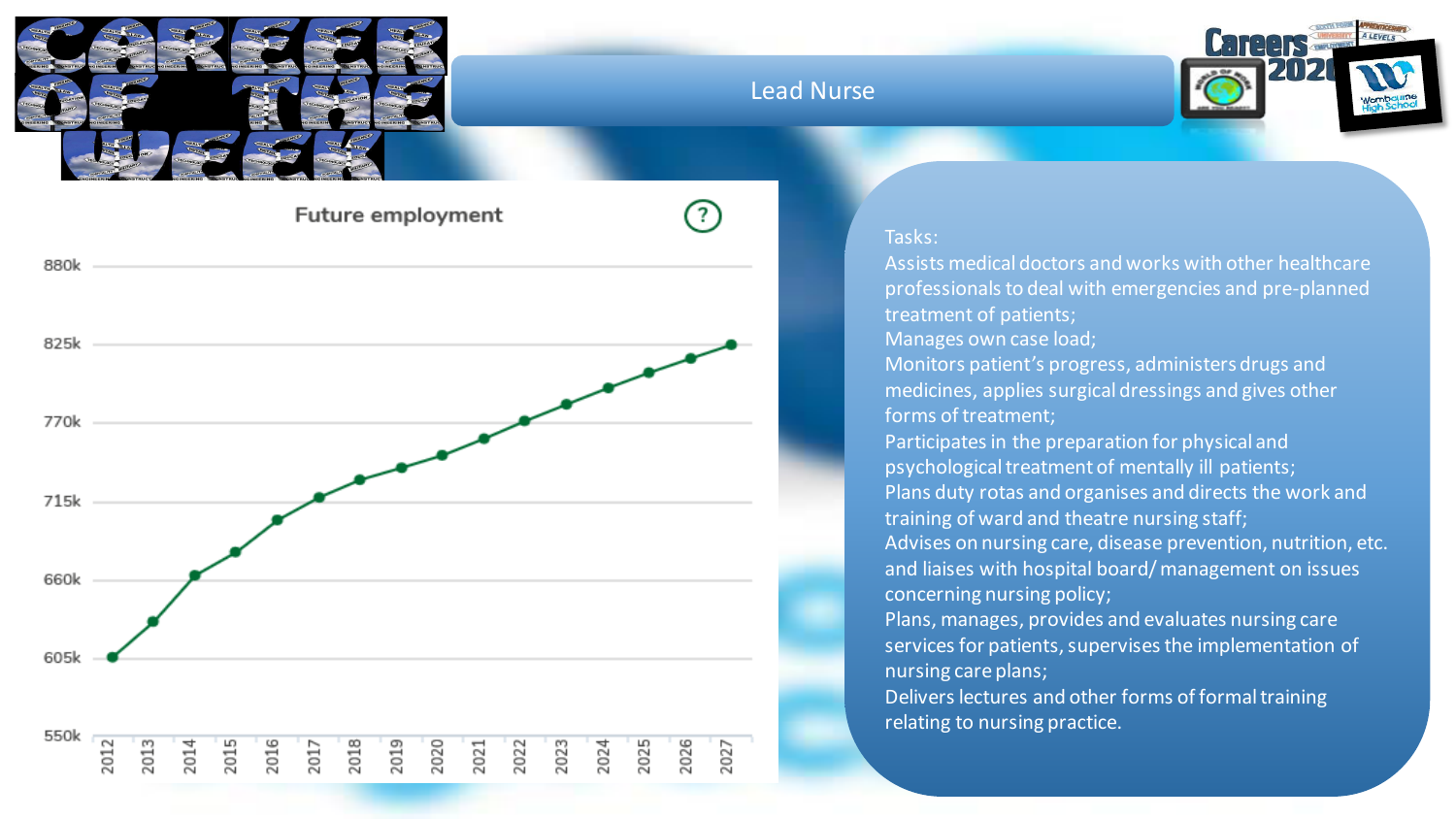# Lead Nurse

## Future employment

| Year | Employment |
|---|---|
| 2012 | 605k |
| 2013 | ~632k |
| 2014 | ~661k |
| 2015 | ~681k |
| 2016 | ~703k |
| 2017 | ~720k |
| 2018 | ~732k |
| 2019 | ~740k |
| 2020 | ~749k |
| 2021 | ~761k |
| 2022 | ~774k |
| 2023 | ~786k |
| 2024 | ~797k |
| 2025 | ~808k |
| 2026 | ~818k |
| 2027 | ~827k |

Tasks:

Assists medical doctors and works with other healthcare professionals to deal with emergencies and pre-planned treatment of patients;

Manages own case load;

Monitors patient's progress, administers drugs and medicines, applies surgical dressings and gives other forms of treatment;

Participates in the preparation for physical and psychological treatment of mentally ill patients;

Plans duty rotas and organises and directs the work and training of ward and theatre nursing staff;

Advises on nursing care, disease prevention, nutrition, etc. and liaises with hospital board/ management on issues concerning nursing policy;

Plans, manages, provides and evaluates nursing care services for patients, supervises the implementation of nursing care plans;

Delivers lectures and other forms of formal training relating to nursing practice.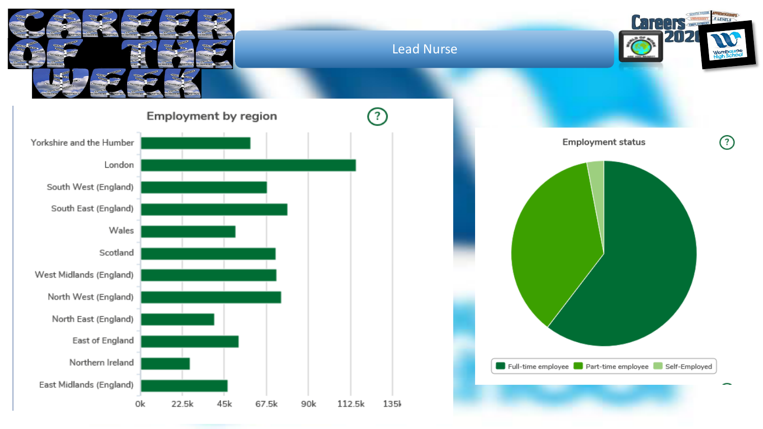# Career of the Week

## Lead Nurse

Careers 2020

Wombourne High School

### Employment by region

Yorkshire and the Humber
London
South West (England)
South East (England)
Wales
Scotland
West Midlands (England)
North West (England)
North East (England)
East of England
Northern Ireland
East Midlands (England)

0k
22.5k
45k
67.5k
90k
112.5k
135k

### Employment status

Full-time employee
Part-time employee
Self-Employed